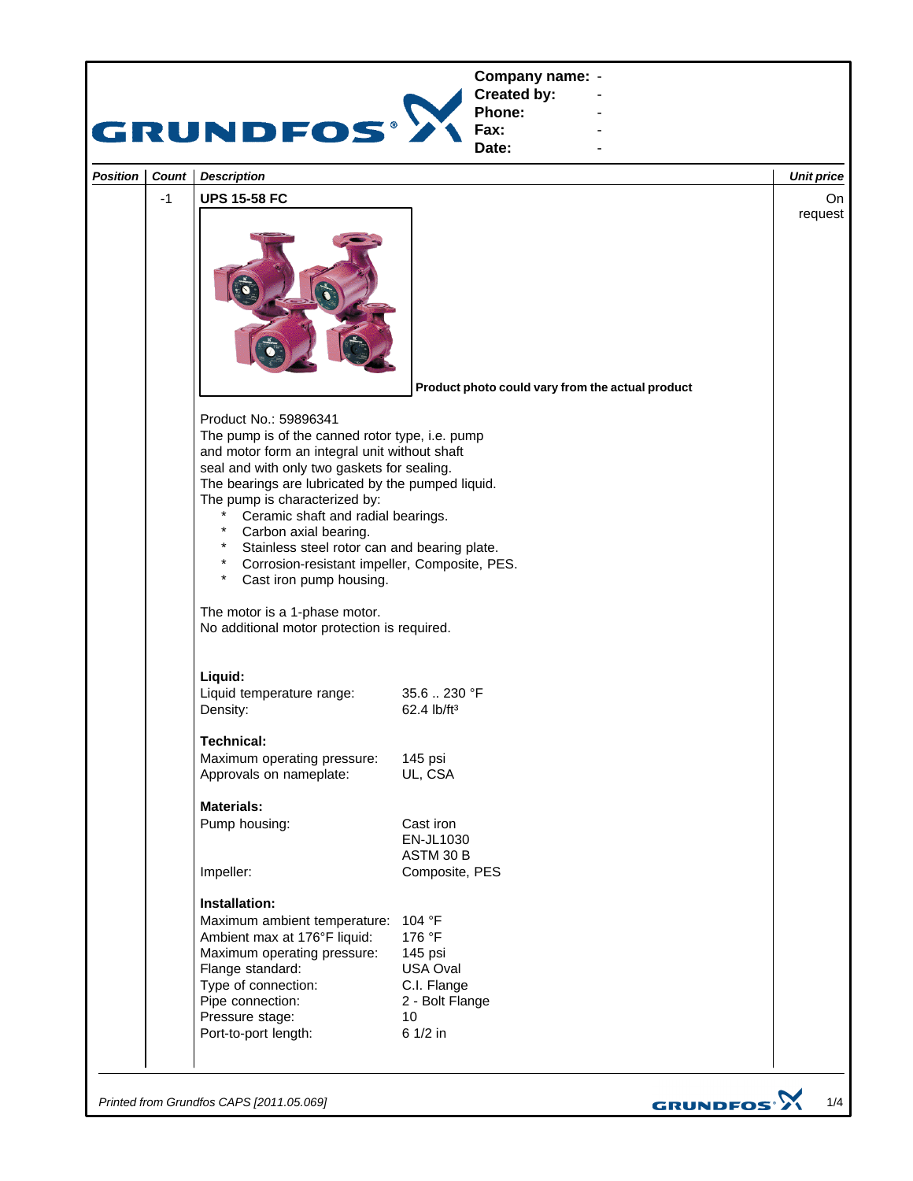| Company name: | - |
|---|---|
| Created by: | - |
| Phone: | - |
| Fax: | - |
| Date: | - |

| Position | Count | Description | Unit price |
|---|---|---|---|
| | -1 | **UPS 15-58 FC** | On request |

**Product photo could vary from the actual product**

Product No.: 59896341
The pump is of the canned rotor type, i.e. pump and motor form an integral unit without shaft seal and with only two gaskets for sealing.
The bearings are lubricated by the pumped liquid.
The pump is characterized by:

- Ceramic shaft and radial bearings.
- Carbon axial bearing.
- Stainless steel rotor can and bearing plate.
- Corrosion-resistant impeller, Composite, PES.
- Cast iron pump housing.

The motor is a 1-phase motor.
No additional motor protection is required.

**Liquid:**

| | |
|---|---|
| Liquid temperature range: | 35.6 .. 230 °F |
| Density: | 62.4 lb/ft³ |

**Technical:**

| | |
|---|---|
| Maximum operating pressure: | 145 psi |
| Approvals on nameplate: | UL, CSA |

**Materials:**

| | |
|---|---|
| Pump housing: | Cast iron<br>EN-JL1030<br>ASTM 30 B |
| Impeller: | Composite, PES |

**Installation:**

| | |
|---|---|
| Maximum ambient temperature: | 104 °F |
| Ambient max at 176°F liquid: | 176 °F |
| Maximum operating pressure: | 145 psi |
| Flange standard: | USA Oval |
| Type of connection: | C.I. Flange |
| Pipe connection: | 2 - Bolt Flange |
| Pressure stage: | 10 |
| Port-to-port length: | 6 1/2 in |

*Printed from Grundfos CAPS [2011.05.069]*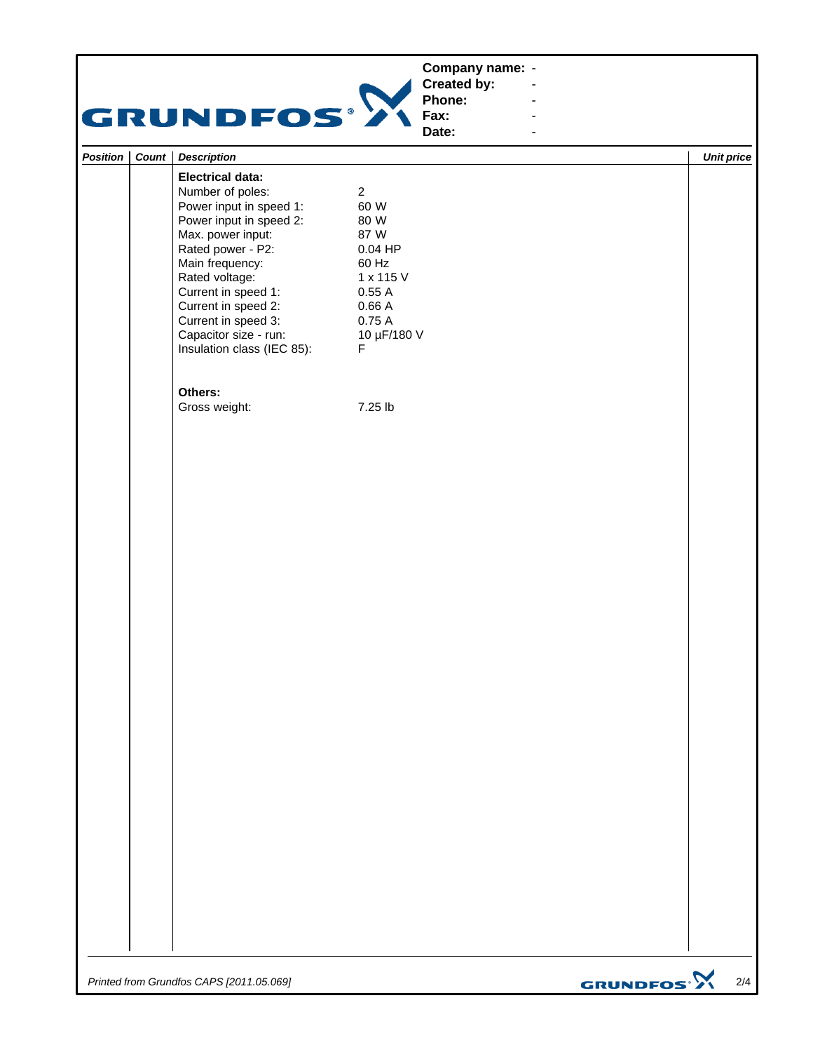**Company name:** -
**Created by:** -
**Phone:** -
**Fax:** -
**Date:** -

| *Position* | *Count* | *Description* | *Unit price* |
|---|---|---|---|
| | | **Electrical data:** | |
| | | Number of poles: 2 | |
| | | Power input in speed 1: 60 W | |
| | | Power input in speed 2: 80 W | |
| | | Max. power input: 87 W | |
| | | Rated power - P2: 0.04 HP | |
| | | Main frequency: 60 Hz | |
| | | Rated voltage: 1 x 115 V | |
| | | Current in speed 1: 0.55 A | |
| | | Current in speed 2: 0.66 A | |
| | | Current in speed 3: 0.75 A | |
| | | Capacitor size - run: 10 µF/180 V | |
| | | Insulation class (IEC 85): F | |
| | | | |
| | | **Others:** | |
| | | Gross weight: 7.25 lb | |

*Printed from Grundfos CAPS [2011.05.069]*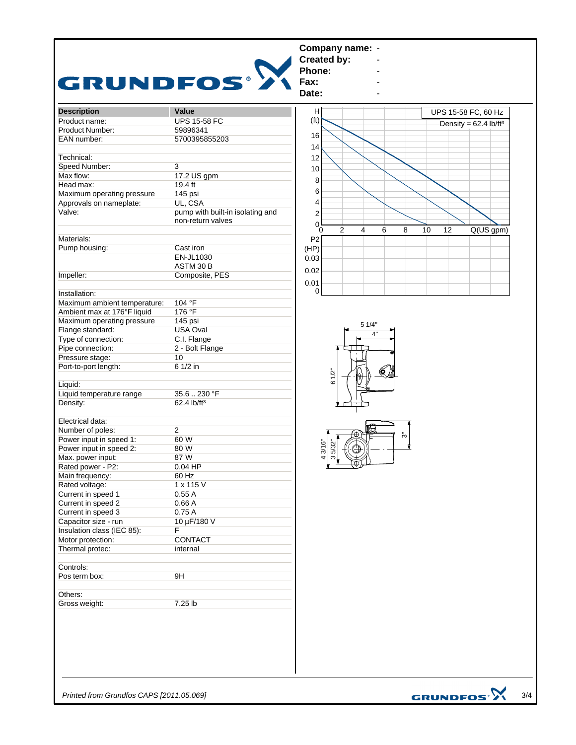**Company name:** -
**Created by:** -
**Phone:** -
**Fax:** -
**Date:** -

| Description | Value |
|---|---|
| Product name: | UPS 15-58 FC |
| Product Number: | 59896341 |
| EAN number: | 5700395855203 |
| | |
| Technical: | |
| Speed Number: | 3 |
| Max flow: | 17.2 US gpm |
| Head max: | 19.4 ft |
| Maximum operating pressure | 145 psi |
| Approvals on nameplate: | UL, CSA |
| Valve: | pump with built-in isolating and non-return valves |
| | |
| Materials: | |
| Pump housing: | Cast iron |
| | EN-JL1030 |
| | ASTM 30 B |
| Impeller: | Composite, PES |
| | |
| Installation: | |
| Maximum ambient temperature: | 104 °F |
| Ambient max at 176°F liquid | 176 °F |
| Maximum operating pressure | 145 psi |
| Flange standard: | USA Oval |
| Type of connection: | C.I. Flange |
| Pipe connection: | 2 - Bolt Flange |
| Pressure stage: | 10 |
| Port-to-port length: | 6 1/2 in |
| | |
| Liquid: | |
| Liquid temperature range | 35.6 .. 230 °F |
| Density: | 62.4 lb/ft³ |
| | |
| Electrical data: | |
| Number of poles: | 2 |
| Power input in speed 1: | 60 W |
| Power input in speed 2: | 80 W |
| Max. power input: | 87 W |
| Rated power - P2: | 0.04 HP |
| Main frequency: | 60 Hz |
| Rated voltage: | 1 x 115 V |
| Current in speed 1 | 0.55 A |
| Current in speed 2 | 0.66 A |
| Current in speed 3 | 0.75 A |
| Capacitor size - run | 10 µF/180 V |
| Insulation class (IEC 85): | F |
| Motor protection: | CONTACT |
| Thermal protec: | internal |
| | |
| Controls: | |
| Pos term box: | 9H |
| | |
| Others: | |
| Gross weight: | 7.25 lb |

UPS 15-58 FC, 60 Hz
Density = 62.4 lb/ft³

H (ft) vs Q (US gpm); P2 (HP)

Dimensions: 5 1/4", 4", 6 1/2", 4 3/16", 3 5/32", 3"

*Printed from Grundfos CAPS [2011.05.069]*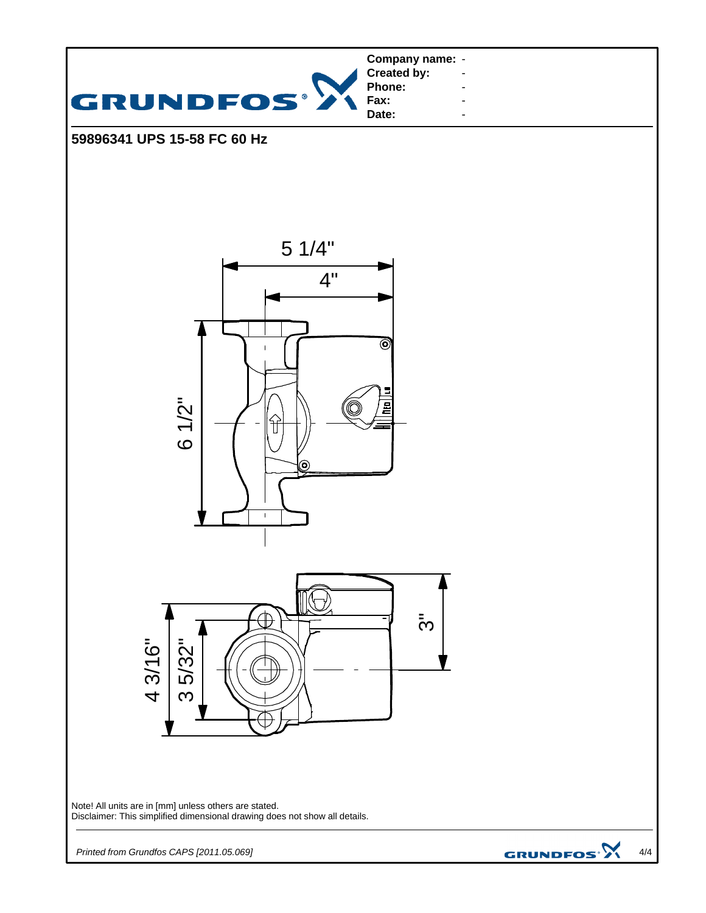**Company name:** -
**Created by:** -
**Phone:** -
**Fax:** -
**Date:** -

## 59896341 UPS 15-58 FC 60 Hz

5 1/4"

4"

6 1/2"

3"

4 3/16"

3 5/32"

Note! All units are in [mm] unless others are stated.
Disclaimer: This simplified dimensional drawing does not show all details.

*Printed from Grundfos CAPS [2011.05.069]*